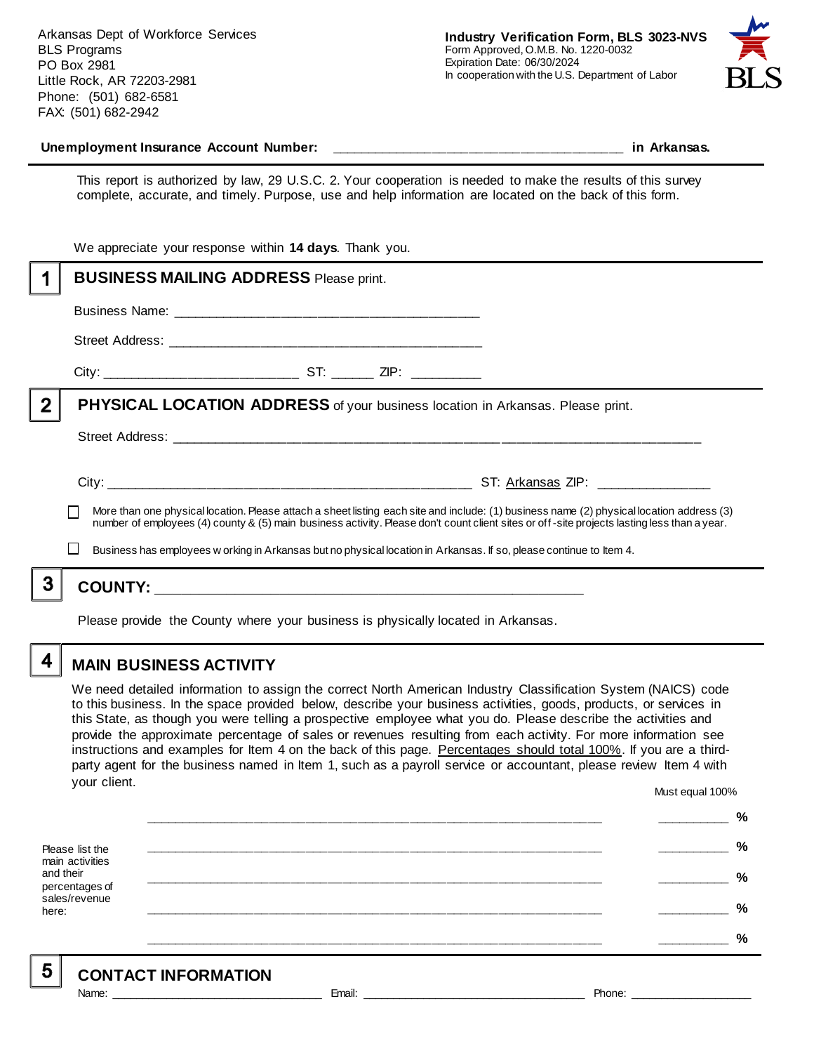Arkansas Dept of Workforce Services
BLS Programs
PO Box 2981
Little Rock, AR 72203-2981
Phone: (501) 682-6581
FAX: (501) 682-2942

**Industry Verification Form, BLS 3023-NVS**
Form Approved, O.M.B. No. 1220-0032
Expiration Date: 06/30/2024
In cooperation with the U.S. Department of Labor

BLS

**Unemployment Insurance Account Number:** ______________________________________ **in Arkansas.**

This report is authorized by law, 29 U.S.C. 2. Your cooperation is needed to make the results of this survey complete, accurate, and timely. Purpose, use and help information are located on the back of this form.

We appreciate your response within **14 days**. Thank you.

## 1 BUSINESS MAILING ADDRESS Please print.

Business Name: ________________________________________

Street Address: ________________________________________

City: _________________________ ST: ______ ZIP: _________

## 2 PHYSICAL LOCATION ADDRESS of your business location in Arkansas. Please print.

Street Address: ____________________________________________________________________

City: ______________________________________________ ST: Arkansas ZIP: _______________

☐ More than one physical location. Please attach a sheet listing each site and include: (1) business name (2) physical location address (3) number of employees (4) county & (5) main business activity. Please don't count client sites or off-site projects lasting less than a year.

☐ Business has employees working in Arkansas but no physical location in Arkansas. If so, please continue to Item 4.

## 3 COUNTY: _______________________________________________________

Please provide the County where your business is physically located in Arkansas.

## 4 MAIN BUSINESS ACTIVITY

We need detailed information to assign the correct North American Industry Classification System (NAICS) code to this business. In the space provided below, describe your business activities, goods, products, or services in this State, as though you were telling a prospective employee what you do. Please describe the activities and provide the approximate percentage of sales or revenues resulting from each activity. For more information see instructions and examples for Item 4 on the back of this page. Percentages should total 100%. If you are a third-party agent for the business named in Item 1, such as a payroll service or accountant, please review Item 4 with your client.

Must equal 100%

Please list the main activities and their percentages of sales/revenue here:

____________________________________________________________ __________ %

____________________________________________________________ __________ %

____________________________________________________________ __________ %

____________________________________________________________ __________ %

____________________________________________________________ __________ %

## 5 CONTACT INFORMATION

Name: ______________________________ Email: ________________________________ Phone: __________________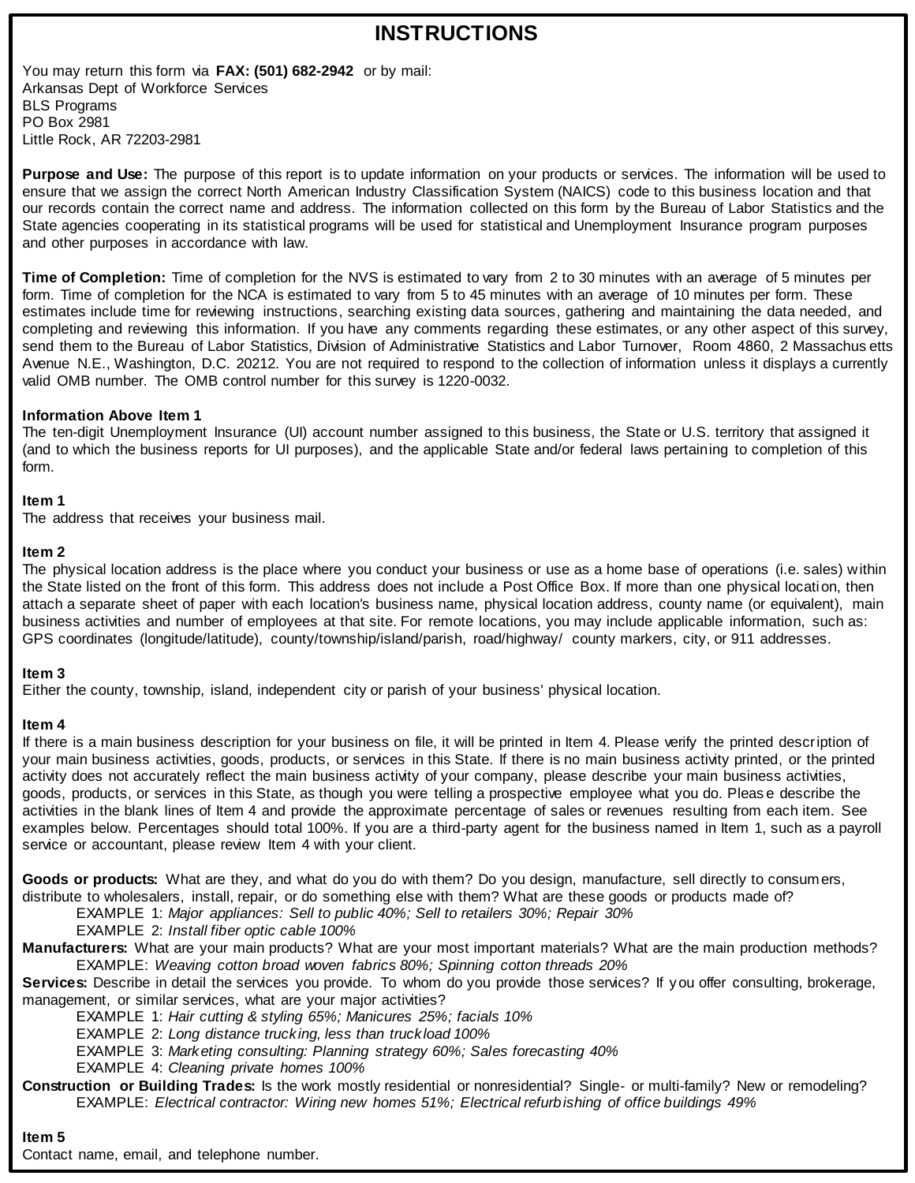# INSTRUCTIONS

You may return this form via **FAX: (501) 682-2942** or by mail:
Arkansas Dept of Workforce Services
BLS Programs
PO Box 2981
Little Rock, AR 72203-2981

**Purpose and Use:** The purpose of this report is to update information on your products or services. The information will be used to ensure that we assign the correct North American Industry Classification System (NAICS) code to this business location and that our records contain the correct name and address. The information collected on this form by the Bureau of Labor Statistics and the State agencies cooperating in its statistical programs will be used for statistical and Unemployment Insurance program purposes and other purposes in accordance with law.

**Time of Completion:** Time of completion for the NVS is estimated to vary from 2 to 30 minutes with an average of 5 minutes per form. Time of completion for the NCA is estimated to vary from 5 to 45 minutes with an average of 10 minutes per form. These estimates include time for reviewing instructions, searching existing data sources, gathering and maintaining the data needed, and completing and reviewing this information. If you have any comments regarding these estimates, or any other aspect of this survey, send them to the Bureau of Labor Statistics, Division of Administrative Statistics and Labor Turnover, Room 4860, 2 Massachusetts Avenue N.E., Washington, D.C. 20212. You are not required to respond to the collection of information unless it displays a currently valid OMB number. The OMB control number for this survey is 1220-0032.

**Information Above Item 1**
The ten-digit Unemployment Insurance (UI) account number assigned to this business, the State or U.S. territory that assigned it (and to which the business reports for UI purposes), and the applicable State and/or federal laws pertaining to completion of this form.

**Item 1**
The address that receives your business mail.

**Item 2**
The physical location address is the place where you conduct your business or use as a home base of operations (i.e. sales) within the State listed on the front of this form. This address does not include a Post Office Box. If more than one physical location, then attach a separate sheet of paper with each location's business name, physical location address, county name (or equivalent), main business activities and number of employees at that site. For remote locations, you may include applicable information, such as: GPS coordinates (longitude/latitude), county/township/island/parish, road/highway/ county markers, city, or 911 addresses.

**Item 3**
Either the county, township, island, independent city or parish of your business' physical location.

**Item 4**
If there is a main business description for your business on file, it will be printed in Item 4. Please verify the printed description of your main business activities, goods, products, or services in this State. If there is no main business activity printed, or the printed activity does not accurately reflect the main business activity of your company, please describe your main business activities, goods, products, or services in this State, as though you were telling a prospective employee what you do. Please describe the activities in the blank lines of Item 4 and provide the approximate percentage of sales or revenues resulting from each item. See examples below. Percentages should total 100%. If you are a third-party agent for the business named in Item 1, such as a payroll service or accountant, please review Item 4 with your client.

**Goods or products:** What are they, and what do you do with them? Do you design, manufacture, sell directly to consumers, distribute to wholesalers, install, repair, or do something else with them? What are these goods or products made of?

- EXAMPLE 1: *Major appliances: Sell to public 40%; Sell to retailers 30%; Repair 30%*
- EXAMPLE 2: *Install fiber optic cable 100%*

**Manufacturers:** What are your main products? What are your most important materials? What are the main production methods?

- EXAMPLE: *Weaving cotton broad woven fabrics 80%; Spinning cotton threads 20%*

**Services:** Describe in detail the services you provide. To whom do you provide those services? If you offer consulting, brokerage, management, or similar services, what are your major activities?

- EXAMPLE 1: *Hair cutting & styling 65%; Manicures 25%; facials 10%*
- EXAMPLE 2: *Long distance trucking, less than truckload 100%*
- EXAMPLE 3: *Marketing consulting: Planning strategy 60%; Sales forecasting 40%*
- EXAMPLE 4: *Cleaning private homes 100%*

**Construction or Building Trades:** Is the work mostly residential or nonresidential? Single- or multi-family? New or remodeling?

- EXAMPLE: *Electrical contractor: Wiring new homes 51%; Electrical refurbishing of office buildings 49%*

**Item 5**
Contact name, email, and telephone number.